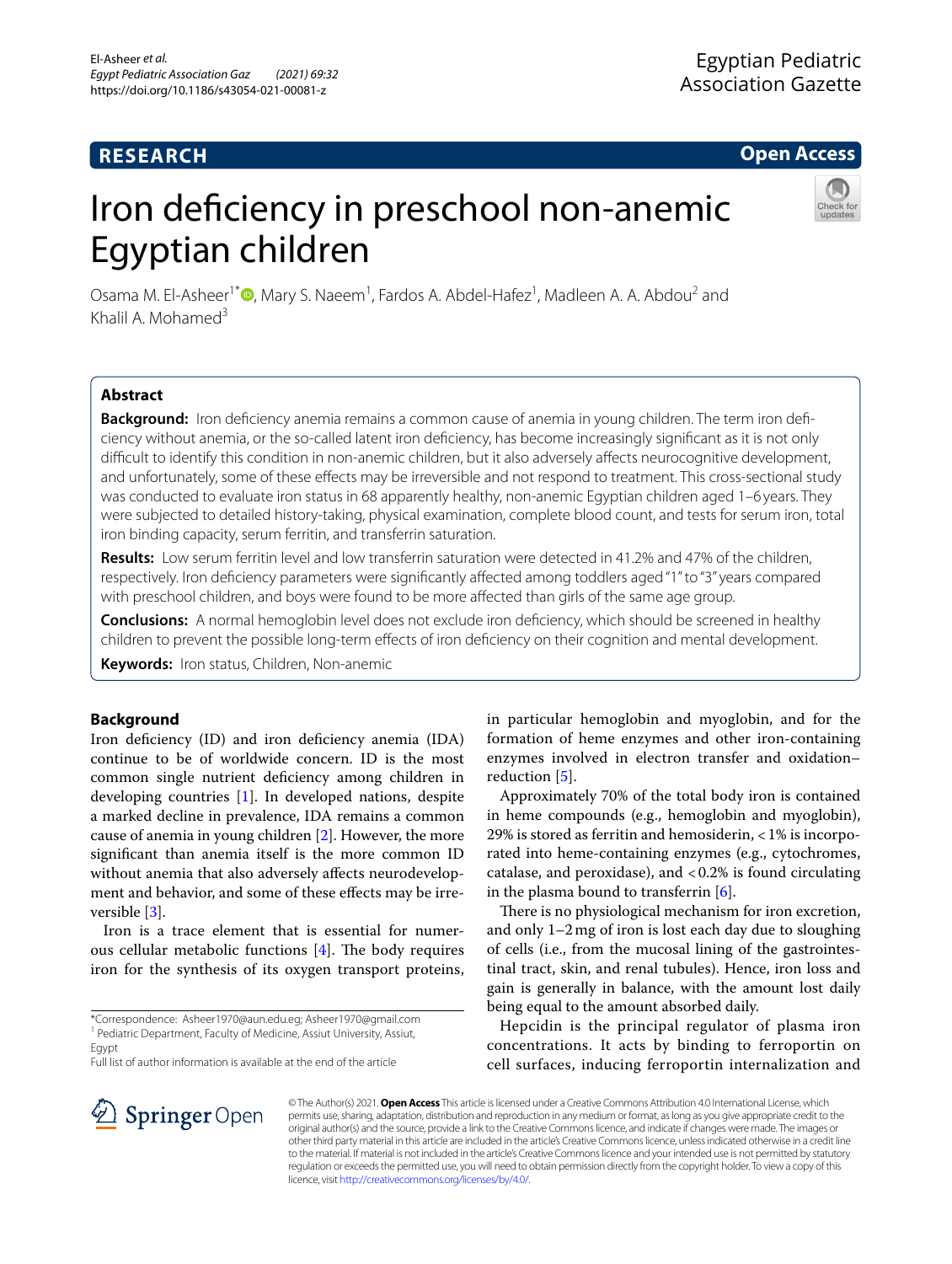RESEARCH

Open Access

# Iron deficiency in preschool non-anemic Egyptian children

Osama M. El-Asheer[1*], Mary S. Naeem[1], Fardos A. Abdel-Hafez[1], Madleen A. A. Abdou[2] and Khalil A. Mohamed[3]

## Abstract

**Background:** Iron deficiency anemia remains a common cause of anemia in young children. The term iron deficiency without anemia, or the so-called latent iron deficiency, has become increasingly significant as it is not only difficult to identify this condition in non-anemic children, but it also adversely affects neurocognitive development, and unfortunately, some of these effects may be irreversible and not respond to treatment. This cross-sectional study was conducted to evaluate iron status in 68 apparently healthy, non-anemic Egyptian children aged 1–6 years. They were subjected to detailed history-taking, physical examination, complete blood count, and tests for serum iron, total iron binding capacity, serum ferritin, and transferrin saturation.

**Results:** Low serum ferritin level and low transferrin saturation were detected in 41.2% and 47% of the children, respectively. Iron deficiency parameters were significantly affected among toddlers aged "1" to "3" years compared with preschool children, and boys were found to be more affected than girls of the same age group.

**Conclusions:** A normal hemoglobin level does not exclude iron deficiency, which should be screened in healthy children to prevent the possible long-term effects of iron deficiency on their cognition and mental development.

**Keywords:** Iron status, Children, Non-anemic

## Background

Iron deficiency (ID) and iron deficiency anemia (IDA) continue to be of worldwide concern. ID is the most common single nutrient deficiency among children in developing countries [1]. In developed nations, despite a marked decline in prevalence, IDA remains a common cause of anemia in young children [2]. However, the more significant than anemia itself is the more common ID without anemia that also adversely affects neurodevelopment and behavior, and some of these effects may be irreversible [3].

Iron is a trace element that is essential for numerous cellular metabolic functions [4]. The body requires iron for the synthesis of its oxygen transport proteins, in particular hemoglobin and myoglobin, and for the formation of heme enzymes and other iron-containing enzymes involved in electron transfer and oxidation–reduction [5].

Approximately 70% of the total body iron is contained in heme compounds (e.g., hemoglobin and myoglobin), 29% is stored as ferritin and hemosiderin, < 1% is incorporated into heme-containing enzymes (e.g., cytochromes, catalase, and peroxidase), and < 0.2% is found circulating in the plasma bound to transferrin [6].

There is no physiological mechanism for iron excretion, and only 1–2 mg of iron is lost each day due to sloughing of cells (i.e., from the mucosal lining of the gastrointestinal tract, skin, and renal tubules). Hence, iron loss and gain is generally in balance, with the amount lost daily being equal to the amount absorbed daily.

Hepcidin is the principal regulator of plasma iron concentrations. It acts by binding to ferroportin on cell surfaces, inducing ferroportin internalization and

*Correspondence: Asheer1970@aun.edu.eg; Asheer1970@gmail.com
[1] Pediatric Department, Faculty of Medicine, Assiut University, Assiut, Egypt
Full list of author information is available at the end of the article

© The Author(s) 2021. **Open Access** This article is licensed under a Creative Commons Attribution 4.0 International License, which permits use, sharing, adaptation, distribution and reproduction in any medium or format, as long as you give appropriate credit to the original author(s) and the source, provide a link to the Creative Commons licence, and indicate if changes were made. The images or other third party material in this article are included in the article's Creative Commons licence, unless indicated otherwise in a credit line to the material. If material is not included in the article's Creative Commons licence and your intended use is not permitted by statutory regulation or exceeds the permitted use, you will need to obtain permission directly from the copyright holder. To view a copy of this licence, visit http://creativecommons.org/licenses/by/4.0/.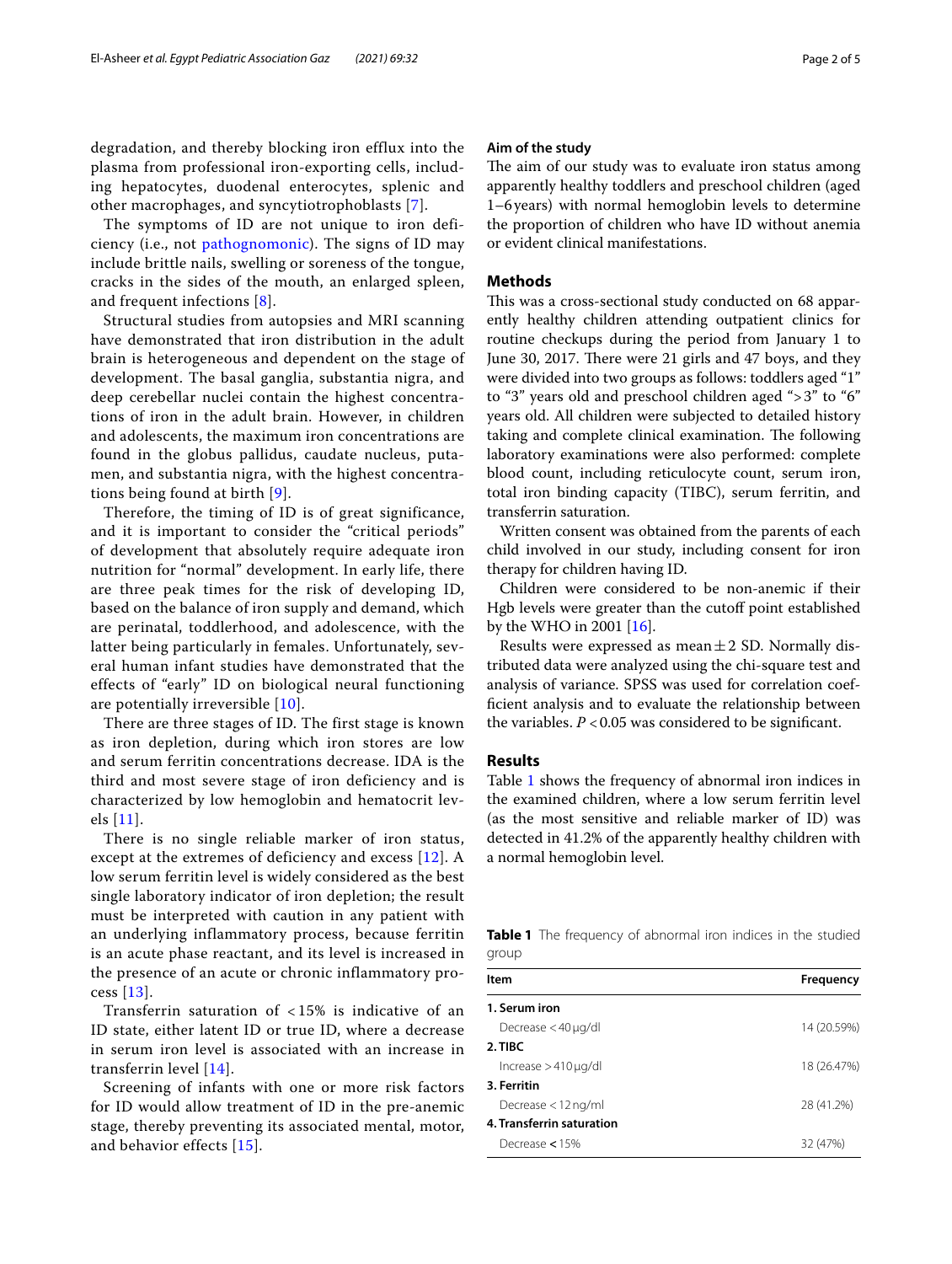degradation, and thereby blocking iron efflux into the plasma from professional iron-exporting cells, including hepatocytes, duodenal enterocytes, splenic and other macrophages, and syncytiotrophoblasts [7].

The symptoms of ID are not unique to iron deficiency (i.e., not pathognomonic). The signs of ID may include brittle nails, swelling or soreness of the tongue, cracks in the sides of the mouth, an enlarged spleen, and frequent infections [8].

Structural studies from autopsies and MRI scanning have demonstrated that iron distribution in the adult brain is heterogeneous and dependent on the stage of development. The basal ganglia, substantia nigra, and deep cerebellar nuclei contain the highest concentrations of iron in the adult brain. However, in children and adolescents, the maximum iron concentrations are found in the globus pallidus, caudate nucleus, putamen, and substantia nigra, with the highest concentrations being found at birth [9].

Therefore, the timing of ID is of great significance, and it is important to consider the "critical periods" of development that absolutely require adequate iron nutrition for "normal" development. In early life, there are three peak times for the risk of developing ID, based on the balance of iron supply and demand, which are perinatal, toddlerhood, and adolescence, with the latter being particularly in females. Unfortunately, several human infant studies have demonstrated that the effects of "early" ID on biological neural functioning are potentially irreversible [10].

There are three stages of ID. The first stage is known as iron depletion, during which iron stores are low and serum ferritin concentrations decrease. IDA is the third and most severe stage of iron deficiency and is characterized by low hemoglobin and hematocrit levels [11].

There is no single reliable marker of iron status, except at the extremes of deficiency and excess [12]. A low serum ferritin level is widely considered as the best single laboratory indicator of iron depletion; the result must be interpreted with caution in any patient with an underlying inflammatory process, because ferritin is an acute phase reactant, and its level is increased in the presence of an acute or chronic inflammatory process [13].

Transferrin saturation of <15% is indicative of an ID state, either latent ID or true ID, where a decrease in serum iron level is associated with an increase in transferrin level [14].

Screening of infants with one or more risk factors for ID would allow treatment of ID in the pre-anemic stage, thereby preventing its associated mental, motor, and behavior effects [15].

## Aim of the study

The aim of our study was to evaluate iron status among apparently healthy toddlers and preschool children (aged 1–6 years) with normal hemoglobin levels to determine the proportion of children who have ID without anemia or evident clinical manifestations.

## Methods

This was a cross-sectional study conducted on 68 apparently healthy children attending outpatient clinics for routine checkups during the period from January 1 to June 30, 2017. There were 21 girls and 47 boys, and they were divided into two groups as follows: toddlers aged "1" to "3" years old and preschool children aged ">3" to "6" years old. All children were subjected to detailed history taking and complete clinical examination. The following laboratory examinations were also performed: complete blood count, including reticulocyte count, serum iron, total iron binding capacity (TIBC), serum ferritin, and transferrin saturation.

Written consent was obtained from the parents of each child involved in our study, including consent for iron therapy for children having ID.

Children were considered to be non-anemic if their Hgb levels were greater than the cutoff point established by the WHO in 2001 [16].

Results were expressed as mean ± 2 SD. Normally distributed data were analyzed using the chi-square test and analysis of variance. SPSS was used for correlation coefficient analysis and to evaluate the relationship between the variables. $P < 0.05$ was considered to be significant.

## Results

Table 1 shows the frequency of abnormal iron indices in the examined children, where a low serum ferritin level (as the most sensitive and reliable marker of ID) was detected in 41.2% of the apparently healthy children with a normal hemoglobin level.

**Table 1** The frequency of abnormal iron indices in the studied group

| Item | Frequency |
|---|---|
| **1. Serum iron** | |
| Decrease <40 μg/dl | 14 (20.59%) |
| **2. TIBC** | |
| Increase >410 μg/dl | 18 (26.47%) |
| **3. Ferritin** | |
| Decrease <12 ng/ml | 28 (41.2%) |
| **4. Transferrin saturation** | |
| Decrease **<** 15% | 32 (47%) |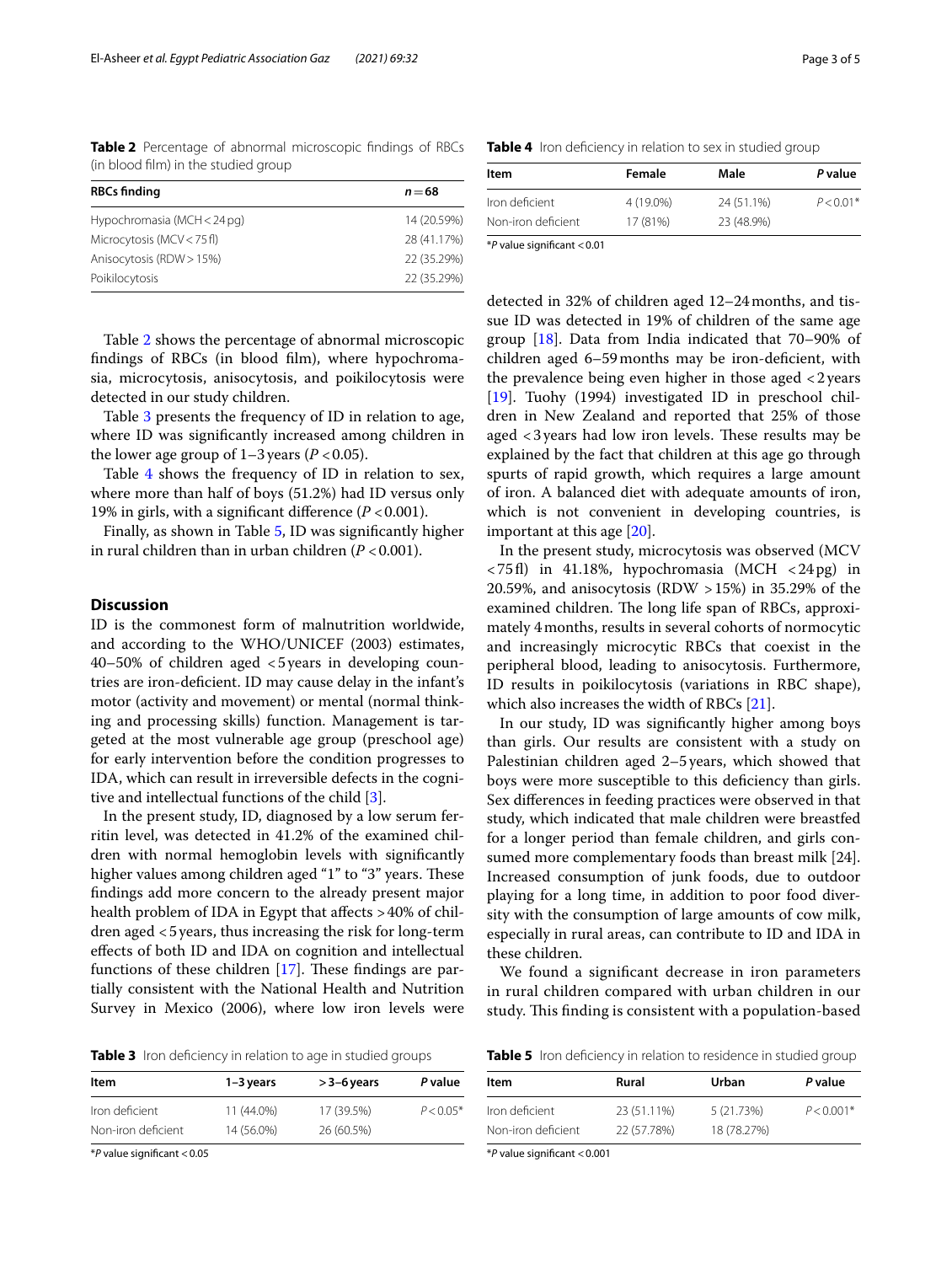**Table 2** Percentage of abnormal microscopic findings of RBCs (in blood film) in the studied group

| RBCs finding | n = 68 |
|---|---|
| Hypochromasia (MCH < 24 pg) | 14 (20.59%) |
| Microcytosis (MCV < 75 fl) | 28 (41.17%) |
| Anisocytosis (RDW > 15%) | 22 (35.29%) |
| Poikilocytosis | 22 (35.29%) |

Table 2 shows the percentage of abnormal microscopic findings of RBCs (in blood film), where hypochromasia, microcytosis, anisocytosis, and poikilocytosis were detected in our study children.

Table 3 presents the frequency of ID in relation to age, where ID was significantly increased among children in the lower age group of 1–3 years ($P < 0.05$).

Table 4 shows the frequency of ID in relation to sex, where more than half of boys (51.2%) had ID versus only 19% in girls, with a significant difference ($P < 0.001$).

Finally, as shown in Table 5, ID was significantly higher in rural children than in urban children ($P < 0.001$).

## Discussion

ID is the commonest form of malnutrition worldwide, and according to the WHO/UNICEF (2003) estimates, 40–50% of children aged < 5 years in developing countries are iron-deficient. ID may cause delay in the infant's motor (activity and movement) or mental (normal thinking and processing skills) function. Management is targeted at the most vulnerable age group (preschool age) for early intervention before the condition progresses to IDA, which can result in irreversible defects in the cognitive and intellectual functions of the child [3].

In the present study, ID, diagnosed by a low serum ferritin level, was detected in 41.2% of the examined children with normal hemoglobin levels with significantly higher values among children aged "1" to "3" years. These findings add more concern to the already present major health problem of IDA in Egypt that affects > 40% of children aged < 5 years, thus increasing the risk for long-term effects of both ID and IDA on cognition and intellectual functions of these children [17]. These findings are partially consistent with the National Health and Nutrition Survey in Mexico (2006), where low iron levels were detected in 32% of children aged 12–24 months, and tissue ID was detected in 19% of children of the same age group [18]. Data from India indicated that 70–90% of children aged 6–59 months may be iron-deficient, with the prevalence being even higher in those aged < 2 years [19]. Tuohy (1994) investigated ID in preschool children in New Zealand and reported that 25% of those aged < 3 years had low iron levels. These results may be explained by the fact that children at this age go through spurts of rapid growth, which requires a large amount of iron. A balanced diet with adequate amounts of iron, which is not convenient in developing countries, is important at this age [20].

**Table 3** Iron deficiency in relation to age in studied groups

| Item | 1–3 years | > 3–6 years | P value |
|---|---|---|---|
| Iron deficient | 11 (44.0%) | 17 (39.5%) | $P < 0.05$* |
| Non-iron deficient | 14 (56.0%) | 26 (60.5%) | |

*P value significant < 0.05

**Table 4** Iron deficiency in relation to sex in studied group

| Item | Female | Male | P value |
|---|---|---|---|
| Iron deficient | 4 (19.0%) | 24 (51.1%) | $P < 0.01$* |
| Non-iron deficient | 17 (81%) | 23 (48.9%) | |

*P value significant < 0.01

In the present study, microcytosis was observed (MCV < 75 fl) in 41.18%, hypochromasia (MCH < 24 pg) in 20.59%, and anisocytosis (RDW > 15%) in 35.29% of the examined children. The long life span of RBCs, approximately 4 months, results in several cohorts of normocytic and increasingly microcytic RBCs that coexist in the peripheral blood, leading to anisocytosis. Furthermore, ID results in poikilocytosis (variations in RBC shape), which also increases the width of RBCs [21].

In our study, ID was significantly higher among boys than girls. Our results are consistent with a study on Palestinian children aged 2–5 years, which showed that boys were more susceptible to this deficiency than girls. Sex differences in feeding practices were observed in that study, which indicated that male children were breastfed for a longer period than female children, and girls consumed more complementary foods than breast milk [24]. Increased consumption of junk foods, due to outdoor playing for a long time, in addition to poor food diversity with the consumption of large amounts of cow milk, especially in rural areas, can contribute to ID and IDA in these children.

We found a significant decrease in iron parameters in rural children compared with urban children in our study. This finding is consistent with a population-based

**Table 5** Iron deficiency in relation to residence in studied group

| Item | Rural | Urban | P value |
|---|---|---|---|
| Iron deficient | 23 (51.11%) | 5 (21.73%) | $P < 0.001$* |
| Non-iron deficient | 22 (57.78%) | 18 (78.27%) | |

*P value significant < 0.001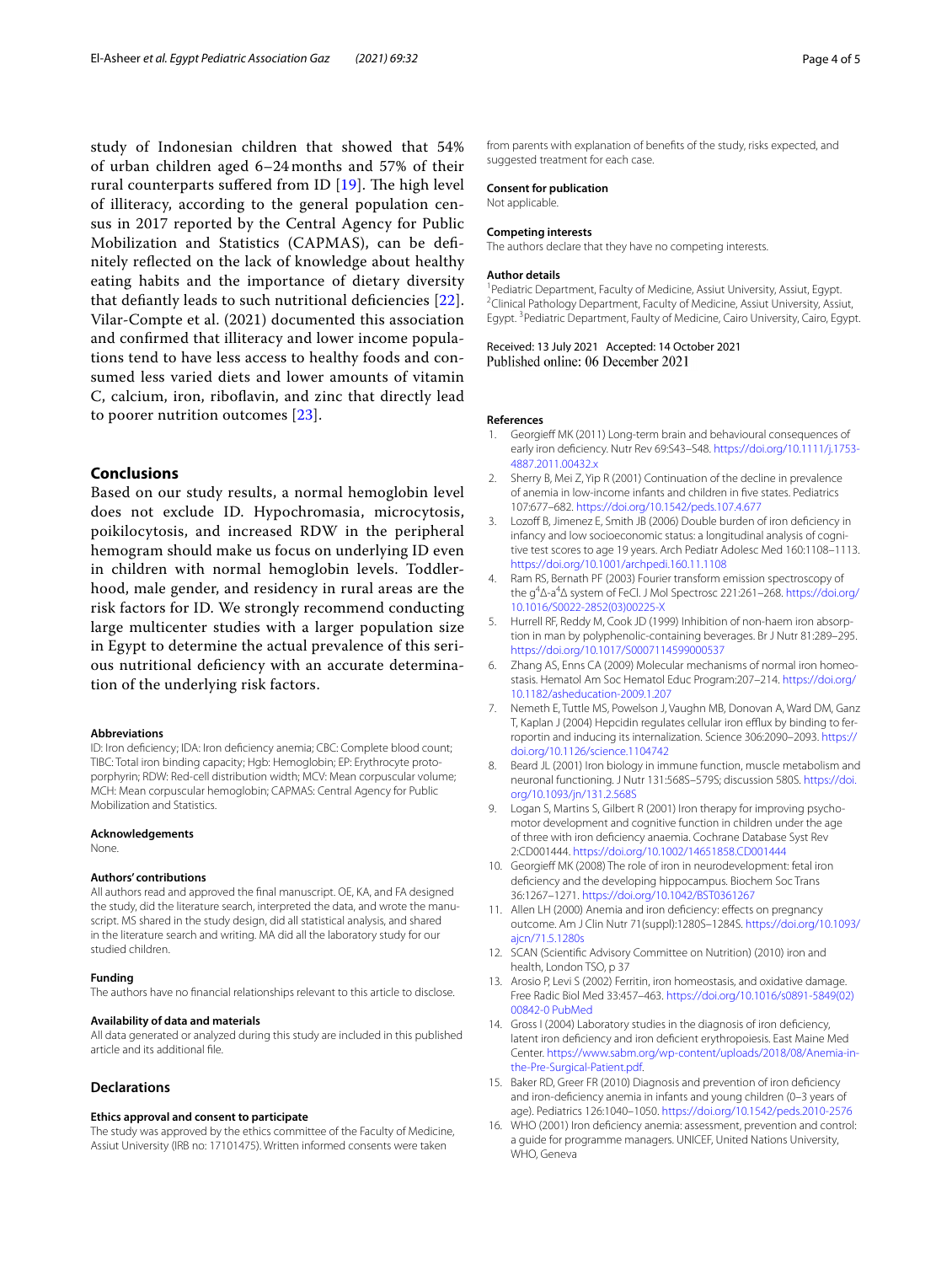study of Indonesian children that showed that 54% of urban children aged 6–24 months and 57% of their rural counterparts suffered from ID [19]. The high level of illiteracy, according to the general population census in 2017 reported by the Central Agency for Public Mobilization and Statistics (CAPMAS), can be definitely reflected on the lack of knowledge about healthy eating habits and the importance of dietary diversity that defiantly leads to such nutritional deficiencies [22]. Vilar-Compte et al. (2021) documented this association and confirmed that illiteracy and lower income populations tend to have less access to healthy foods and consumed less varied diets and lower amounts of vitamin C, calcium, iron, riboflavin, and zinc that directly lead to poorer nutrition outcomes [23].

## Conclusions

Based on our study results, a normal hemoglobin level does not exclude ID. Hypochromasia, microcytosis, poikilocytosis, and increased RDW in the peripheral hemogram should make us focus on underlying ID even in children with normal hemoglobin levels. Toddlerhood, male gender, and residency in rural areas are the risk factors for ID. We strongly recommend conducting large multicenter studies with a larger population size in Egypt to determine the actual prevalence of this serious nutritional deficiency with an accurate determination of the underlying risk factors.

#### Abbreviations

ID: Iron deficiency; IDA: Iron deficiency anemia; CBC: Complete blood count; TIBC: Total iron binding capacity; Hgb: Hemoglobin; EP: Erythrocyte protoporphyrin; RDW: Red-cell distribution width; MCV: Mean corpuscular volume; MCH: Mean corpuscular hemoglobin; CAPMAS: Central Agency for Public Mobilization and Statistics.

#### Acknowledgements

None.

#### Authors' contributions

All authors read and approved the final manuscript. OE, KA, and FA designed the study, did the literature search, interpreted the data, and wrote the manuscript. MS shared in the study design, did all statistical analysis, and shared in the literature search and writing. MA did all the laboratory study for our studied children.

#### Funding

The authors have no financial relationships relevant to this article to disclose.

#### Availability of data and materials

All data generated or analyzed during this study are included in this published article and its additional file.

## Declarations

#### Ethics approval and consent to participate

The study was approved by the ethics committee of the Faculty of Medicine, Assiut University (IRB no: 17101475). Written informed consents were taken from parents with explanation of benefits of the study, risks expected, and suggested treatment for each case.

#### Consent for publication

Not applicable.

#### Competing interests

The authors declare that they have no competing interests.

#### Author details

[1]Pediatric Department, Faculty of Medicine, Assiut University, Assiut, Egypt. [2]Clinical Pathology Department, Faculty of Medicine, Assiut University, Assiut, Egypt. [3]Pediatric Department, Faulty of Medicine, Cairo University, Cairo, Egypt.

Received: 13 July 2021 Accepted: 14 October 2021
Published online: 06 December 2021

#### References

1. Georgieff MK (2011) Long-term brain and behavioural consequences of early iron deficiency. Nutr Rev 69:S43–S48. https://doi.org/10.1111/j.1753-4887.2011.00432.x
2. Sherry B, Mei Z, Yip R (2001) Continuation of the decline in prevalence of anemia in low-income infants and children in five states. Pediatrics 107:677–682. https://doi.org/10.1542/peds.107.4.677
3. Lozoff B, Jimenez E, Smith JB (2006) Double burden of iron deficiency in infancy and low socioeconomic status: a longitudinal analysis of cognitive test scores to age 19 years. Arch Pediatr Adolesc Med 160:1108–1113. https://doi.org/10.1001/archpedi.160.11.1108
4. Ram RS, Bernath PF (2003) Fourier transform emission spectroscopy of the $g^4\Delta$-$a^4\Delta$ system of FeCl. J Mol Spectrosc 221:261–268. https://doi.org/10.1016/S0022-2852(03)00225-X
5. Hurrell RF, Reddy M, Cook JD (1999) Inhibition of non-haem iron absorption in man by polyphenolic-containing beverages. Br J Nutr 81:289–295. https://doi.org/10.1017/S0007114599000537
6. Zhang AS, Enns CA (2009) Molecular mechanisms of normal iron homeostasis. Hematol Am Soc Hematol Educ Program:207–214. https://doi.org/10.1182/asheducation-2009.1.207
7. Nemeth E, Tuttle MS, Powelson J, Vaughn MB, Donovan A, Ward DM, Ganz T, Kaplan J (2004) Hepcidin regulates cellular iron efflux by binding to ferroportin and inducing its internalization. Science 306:2090–2093. https://doi.org/10.1126/science.1104742
8. Beard JL (2001) Iron biology in immune function, muscle metabolism and neuronal functioning. J Nutr 131:568S–579S; discussion 580S. https://doi.org/10.1093/jn/131.2.568S
9. Logan S, Martins S, Gilbert R (2001) Iron therapy for improving psychomotor development and cognitive function in children under the age of three with iron deficiency anaemia. Cochrane Database Syst Rev 2:CD001444. https://doi.org/10.1002/14651858.CD001444
10. Georgieff MK (2008) The role of iron in neurodevelopment: fetal iron deficiency and the developing hippocampus. Biochem Soc Trans 36:1267–1271. https://doi.org/10.1042/BST0361267
11. Allen LH (2000) Anemia and iron deficiency: effects on pregnancy outcome. Am J Clin Nutr 71(suppl):1280S–1284S. https://doi.org/10.1093/ajcn/71.5.1280s
12. SCAN (Scientific Advisory Committee on Nutrition) (2010) iron and health, London TSO, p 37
13. Arosio P, Levi S (2002) Ferritin, iron homeostasis, and oxidative damage. Free Radic Biol Med 33:457–463. https://doi.org/10.1016/s0891-5849(02)00842-0 PubMed
14. Gross I (2004) Laboratory studies in the diagnosis of iron deficiency, latent iron deficiency and iron deficient erythropoiesis. East Maine Med Center. https://www.sabm.org/wp-content/uploads/2018/08/Anemia-in-the-Pre-Surgical-Patient.pdf.
15. Baker RD, Greer FR (2010) Diagnosis and prevention of iron deficiency and iron-deficiency anemia in infants and young children (0–3 years of age). Pediatrics 126:1040–1050. https://doi.org/10.1542/peds.2010-2576
16. WHO (2001) Iron deficiency anemia: assessment, prevention and control: a guide for programme managers. UNICEF, United Nations University, WHO, Geneva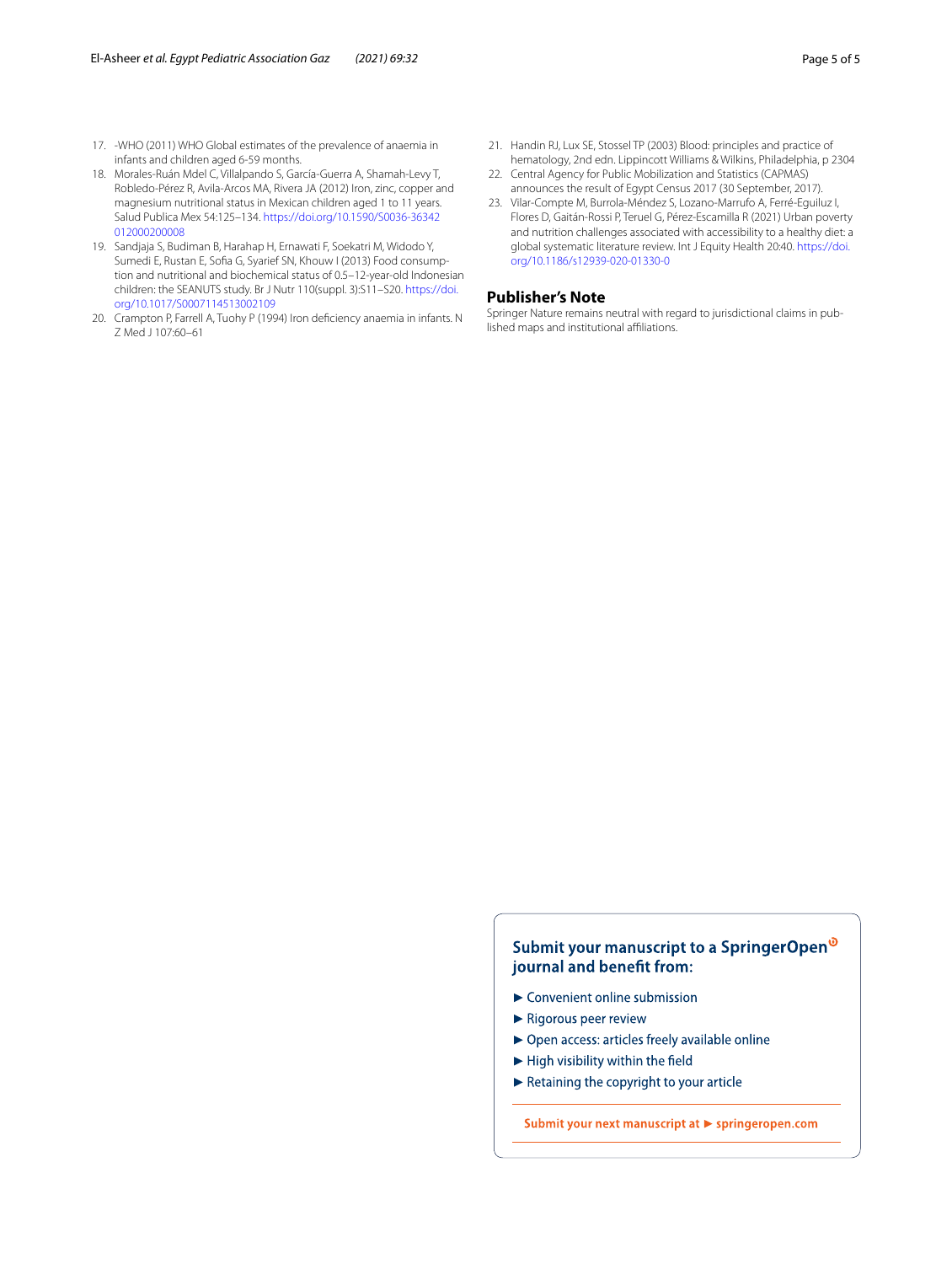17. -WHO (2011) WHO Global estimates of the prevalence of anaemia in infants and children aged 6-59 months.
18. Morales-Ruán Mdel C, Villalpando S, García-Guerra A, Shamah-Levy T, Robledo-Pérez R, Avila-Arcos MA, Rivera JA (2012) Iron, zinc, copper and magnesium nutritional status in Mexican children aged 1 to 11 years. Salud Publica Mex 54:125–134. https://doi.org/10.1590/S0036-36342012000200008
19. Sandjaja S, Budiman B, Harahap H, Ernawati F, Soekatri M, Widodo Y, Sumedi E, Rustan E, Sofia G, Syarief SN, Khouw I (2013) Food consumption and nutritional and biochemical status of 0.5–12-year-old Indonesian children: the SEANUTS study. Br J Nutr 110(suppl. 3):S11–S20. https://doi.org/10.1017/S0007114513002109
20. Crampton P, Farrell A, Tuohy P (1994) Iron deficiency anaemia in infants. N Z Med J 107:60–61
21. Handin RJ, Lux SE, Stossel TP (2003) Blood: principles and practice of hematology, 2nd edn. Lippincott Williams & Wilkins, Philadelphia, p 2304
22. Central Agency for Public Mobilization and Statistics (CAPMAS) announces the result of Egypt Census 2017 (30 September, 2017).
23. Vilar-Compte M, Burrola-Méndez S, Lozano-Marrufo A, Ferré-Eguiluz I, Flores D, Gaitán-Rossi P, Teruel G, Pérez-Escamilla R (2021) Urban poverty and nutrition challenges associated with accessibility to a healthy diet: a global systematic literature review. Int J Equity Health 20:40. https://doi.org/10.1186/s12939-020-01330-0

## Publisher's Note

Springer Nature remains neutral with regard to jurisdictional claims in published maps and institutional affiliations.

**Submit your manuscript to a SpringerOpen journal and benefit from:**

- ► Convenient online submission
- ► Rigorous peer review
- ► Open access: articles freely available online
- ► High visibility within the field
- ► Retaining the copyright to your article

**Submit your next manuscript at ► springeropen.com**